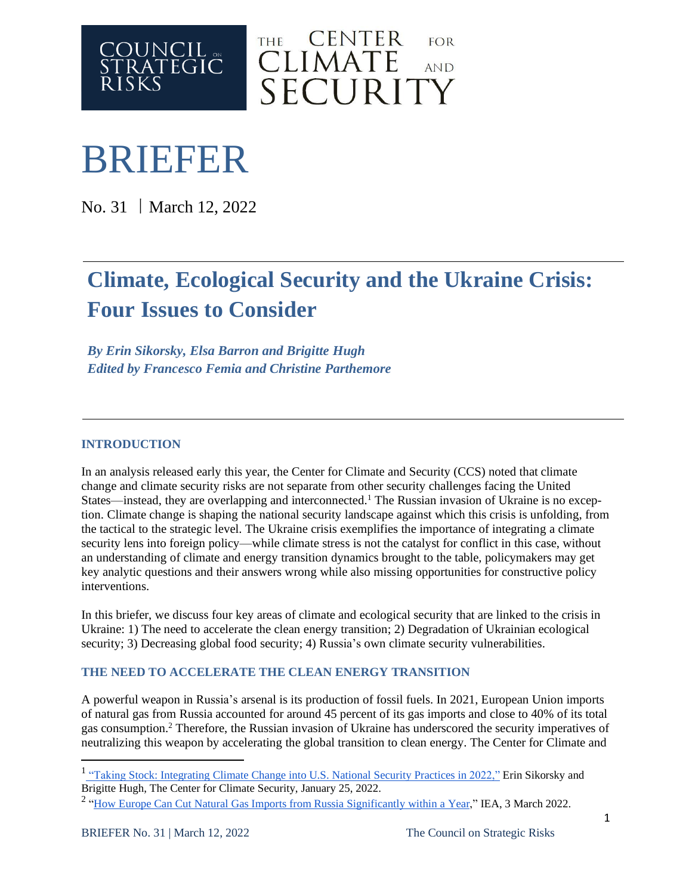COUNCIL ON STRATEGIC RISKS

THE CENTER FOR CLIMATE AND SECURITY

# BRIEFER

No. 31 | March 12, 2022

## Climate, Ecological Security and the Ukraine Crisis: Four Issues to Consider

***By Erin Sikorsky, Elsa Barron and Brigitte Hugh***
***Edited by Francesco Femia and Christine Parthemore***

### INTRODUCTION

In an analysis released early this year, the Center for Climate and Security (CCS) noted that climate change and climate security risks are not separate from other security challenges facing the United States—instead, they are overlapping and interconnected.[1] The Russian invasion of Ukraine is no exception. Climate change is shaping the national security landscape against which this crisis is unfolding, from the tactical to the strategic level. The Ukraine crisis exemplifies the importance of integrating a climate security lens into foreign policy—while climate stress is not the catalyst for conflict in this case, without an understanding of climate and energy transition dynamics brought to the table, policymakers may get key analytic questions and their answers wrong while also missing opportunities for constructive policy interventions.

In this briefer, we discuss four key areas of climate and ecological security that are linked to the crisis in Ukraine: 1) The need to accelerate the clean energy transition; 2) Degradation of Ukrainian ecological security; 3) Decreasing global food security; 4) Russia's own climate security vulnerabilities.

### THE NEED TO ACCELERATE THE CLEAN ENERGY TRANSITION

A powerful weapon in Russia's arsenal is its production of fossil fuels. In 2021, European Union imports of natural gas from Russia accounted for around 45 percent of its gas imports and close to 40% of its total gas consumption.[2] Therefore, the Russian invasion of Ukraine has underscored the security imperatives of neutralizing this weapon by accelerating the global transition to clean energy. The Center for Climate and

---

[1] "Taking Stock: Integrating Climate Change into U.S. National Security Practices in 2022," Erin Sikorsky and Brigitte Hugh, The Center for Climate Security, January 25, 2022.

[2] "How Europe Can Cut Natural Gas Imports from Russia Significantly within a Year," IEA, 3 March 2022.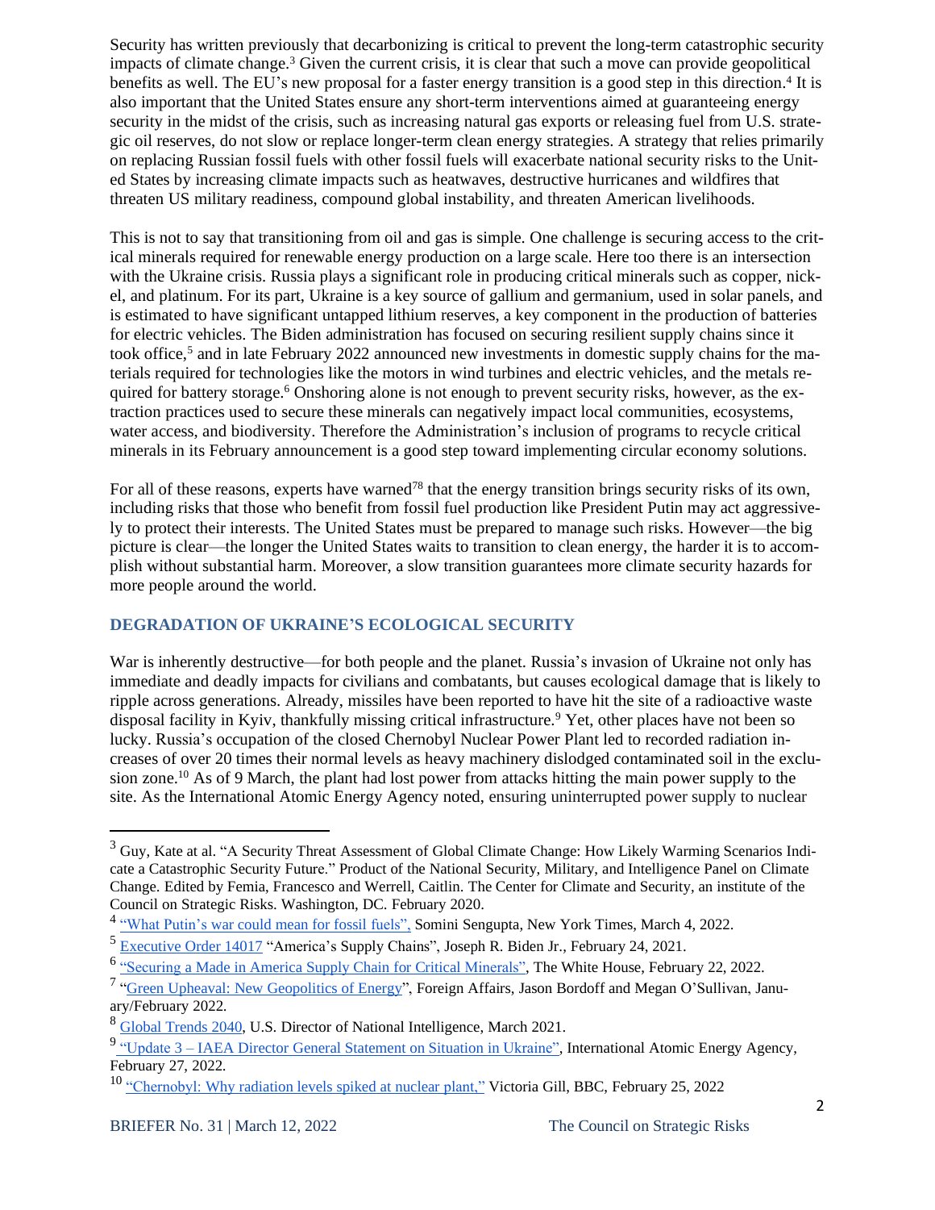Security has written previously that decarbonizing is critical to prevent the long-term catastrophic security impacts of climate change.[3] Given the current crisis, it is clear that such a move can provide geopolitical benefits as well. The EU's new proposal for a faster energy transition is a good step in this direction.[4] It is also important that the United States ensure any short-term interventions aimed at guaranteeing energy security in the midst of the crisis, such as increasing natural gas exports or releasing fuel from U.S. strategic oil reserves, do not slow or replace longer-term clean energy strategies. A strategy that relies primarily on replacing Russian fossil fuels with other fossil fuels will exacerbate national security risks to the United States by increasing climate impacts such as heatwaves, destructive hurricanes and wildfires that threaten US military readiness, compound global instability, and threaten American livelihoods.

This is not to say that transitioning from oil and gas is simple. One challenge is securing access to the critical minerals required for renewable energy production on a large scale. Here too there is an intersection with the Ukraine crisis. Russia plays a significant role in producing critical minerals such as copper, nickel, and platinum. For its part, Ukraine is a key source of gallium and germanium, used in solar panels, and is estimated to have significant untapped lithium reserves, a key component in the production of batteries for electric vehicles. The Biden administration has focused on securing resilient supply chains since it took office,[5] and in late February 2022 announced new investments in domestic supply chains for the materials required for technologies like the motors in wind turbines and electric vehicles, and the metals required for battery storage.[6] Onshoring alone is not enough to prevent security risks, however, as the extraction practices used to secure these minerals can negatively impact local communities, ecosystems, water access, and biodiversity. Therefore the Administration's inclusion of programs to recycle critical minerals in its February announcement is a good step toward implementing circular economy solutions.

For all of these reasons, experts have warned[7,8] that the energy transition brings security risks of its own, including risks that those who benefit from fossil fuel production like President Putin may act aggressively to protect their interests. The United States must be prepared to manage such risks. However—the big picture is clear—the longer the United States waits to transition to clean energy, the harder it is to accomplish without substantial harm. Moreover, a slow transition guarantees more climate security hazards for more people around the world.

## DEGRADATION OF UKRAINE'S ECOLOGICAL SECURITY

War is inherently destructive—for both people and the planet. Russia's invasion of Ukraine not only has immediate and deadly impacts for civilians and combatants, but causes ecological damage that is likely to ripple across generations. Already, missiles have been reported to have hit the site of a radioactive waste disposal facility in Kyiv, thankfully missing critical infrastructure.[9] Yet, other places have not been so lucky. Russia's occupation of the closed Chernobyl Nuclear Power Plant led to recorded radiation increases of over 20 times their normal levels as heavy machinery dislodged contaminated soil in the exclusion zone.[10] As of 9 March, the plant had lost power from attacks hitting the main power supply to the site. As the International Atomic Energy Agency noted, ensuring uninterrupted power supply to nuclear

---

[3] Guy, Kate at al. "A Security Threat Assessment of Global Climate Change: How Likely Warming Scenarios Indicate a Catastrophic Security Future." Product of the National Security, Military, and Intelligence Panel on Climate Change. Edited by Femia, Francesco and Werrell, Caitlin. The Center for Climate and Security, an institute of the Council on Strategic Risks. Washington, DC. February 2020.

[4] "What Putin's war could mean for fossil fuels", Somini Sengupta, New York Times, March 4, 2022.

[5] Executive Order 14017 "America's Supply Chains", Joseph R. Biden Jr., February 24, 2021.

[6] "Securing a Made in America Supply Chain for Critical Minerals", The White House, February 22, 2022.

[7] "Green Upheaval: New Geopolitics of Energy", Foreign Affairs, Jason Bordoff and Megan O'Sullivan, January/February 2022.

[8] Global Trends 2040, U.S. Director of National Intelligence, March 2021.

[9] "Update 3 – IAEA Director General Statement on Situation in Ukraine", International Atomic Energy Agency, February 27, 2022.

[10] "Chernobyl: Why radiation levels spiked at nuclear plant," Victoria Gill, BBC, February 25, 2022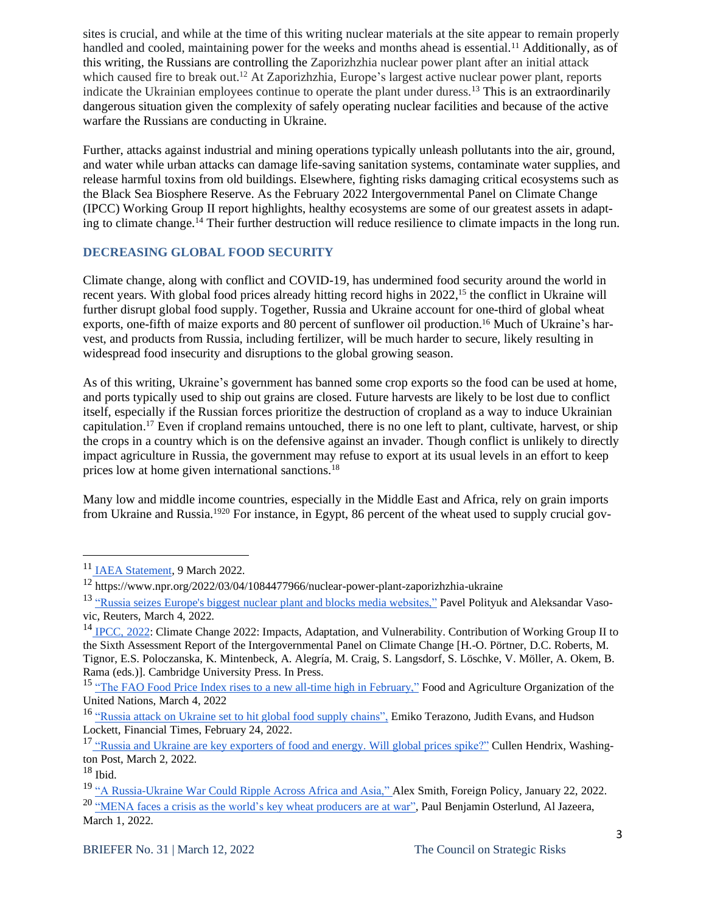sites is crucial, and while at the time of this writing nuclear materials at the site appear to remain properly handled and cooled, maintaining power for the weeks and months ahead is essential.[11] Additionally, as of this writing, the Russians are controlling the Zaporizhzhia nuclear power plant after an initial attack which caused fire to break out.[12] At Zaporizhzhia, Europe's largest active nuclear power plant, reports indicate the Ukrainian employees continue to operate the plant under duress.[13] This is an extraordinarily dangerous situation given the complexity of safely operating nuclear facilities and because of the active warfare the Russians are conducting in Ukraine.

Further, attacks against industrial and mining operations typically unleash pollutants into the air, ground, and water while urban attacks can damage life-saving sanitation systems, contaminate water supplies, and release harmful toxins from old buildings. Elsewhere, fighting risks damaging critical ecosystems such as the Black Sea Biosphere Reserve. As the February 2022 Intergovernmental Panel on Climate Change (IPCC) Working Group II report highlights, healthy ecosystems are some of our greatest assets in adapting to climate change.[14] Their further destruction will reduce resilience to climate impacts in the long run.

## DECREASING GLOBAL FOOD SECURITY

Climate change, along with conflict and COVID-19, has undermined food security around the world in recent years. With global food prices already hitting record highs in 2022,[15] the conflict in Ukraine will further disrupt global food supply. Together, Russia and Ukraine account for one-third of global wheat exports, one-fifth of maize exports and 80 percent of sunflower oil production.[16] Much of Ukraine's harvest, and products from Russia, including fertilizer, will be much harder to secure, likely resulting in widespread food insecurity and disruptions to the global growing season.

As of this writing, Ukraine's government has banned some crop exports so the food can be used at home, and ports typically used to ship out grains are closed. Future harvests are likely to be lost due to conflict itself, especially if the Russian forces prioritize the destruction of cropland as a way to induce Ukrainian capitulation.[17] Even if cropland remains untouched, there is no one left to plant, cultivate, harvest, or ship the crops in a country which is on the defensive against an invader. Though conflict is unlikely to directly impact agriculture in Russia, the government may refuse to export at its usual levels in an effort to keep prices low at home given international sanctions.[18]

Many low and middle income countries, especially in the Middle East and Africa, rely on grain imports from Ukraine and Russia.[19][20] For instance, in Egypt, 86 percent of the wheat used to supply crucial gov-

---

[11] IAEA Statement, 9 March 2022.

[12] https://www.npr.org/2022/03/04/1084477966/nuclear-power-plant-zaporizhzhia-ukraine

[13] "Russia seizes Europe's biggest nuclear plant and blocks media websites," Pavel Polityuk and Aleksandar Vasovic, Reuters, March 4, 2022.

[14] IPCC, 2022: Climate Change 2022: Impacts, Adaptation, and Vulnerability. Contribution of Working Group II to the Sixth Assessment Report of the Intergovernmental Panel on Climate Change [H.-O. Pörtner, D.C. Roberts, M. Tignor, E.S. Poloczanska, K. Mintenbeck, A. Alegría, M. Craig, S. Langsdorf, S. Löschke, V. Möller, A. Okem, B. Rama (eds.)]. Cambridge University Press. In Press.

[15] "The FAO Food Price Index rises to a new all-time high in February," Food and Agriculture Organization of the United Nations, March 4, 2022

[16] "Russia attack on Ukraine set to hit global food supply chains", Emiko Terazono, Judith Evans, and Hudson Lockett, Financial Times, February 24, 2022.

[17] "Russia and Ukraine are key exporters of food and energy. Will global prices spike?" Cullen Hendrix, Washington Post, March 2, 2022.

[18] Ibid.

[19] "A Russia-Ukraine War Could Ripple Across Africa and Asia," Alex Smith, Foreign Policy, January 22, 2022.

[20] "MENA faces a crisis as the world's key wheat producers are at war", Paul Benjamin Osterlund, Al Jazeera, March 1, 2022.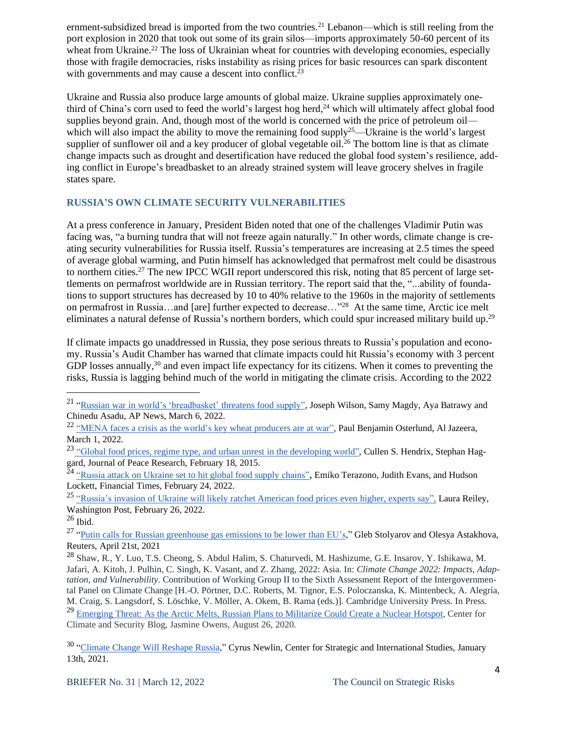ernment-subsidized bread is imported from the two countries.[21] Lebanon—which is still reeling from the port explosion in 2020 that took out some of its grain silos—imports approximately 50-60 percent of its wheat from Ukraine.[22] The loss of Ukrainian wheat for countries with developing economies, especially those with fragile democracies, risks instability as rising prices for basic resources can spark discontent with governments and may cause a descent into conflict.[23]

Ukraine and Russia also produce large amounts of global maize. Ukraine supplies approximately one-third of China's corn used to feed the world's largest hog herd,[24] which will ultimately affect global food supplies beyond grain. And, though most of the world is concerned with the price of petroleum oil—which will also impact the ability to move the remaining food supply[25]—Ukraine is the world's largest supplier of sunflower oil and a key producer of global vegetable oil.[26] The bottom line is that as climate change impacts such as drought and desertification have reduced the global food system's resilience, adding conflict in Europe's breadbasket to an already strained system will leave grocery shelves in fragile states spare.

## RUSSIA'S OWN CLIMATE SECURITY VULNERABILITIES

At a press conference in January, President Biden noted that one of the challenges Vladimir Putin was facing was, "a burning tundra that will not freeze again naturally." In other words, climate change is creating security vulnerabilities for Russia itself. Russia's temperatures are increasing at 2.5 times the speed of average global warming, and Putin himself has acknowledged that permafrost melt could be disastrous to northern cities.[27] The new IPCC WGII report underscored this risk, noting that 85 percent of large settlements on permafrost worldwide are in Russian territory. The report said that the, "...ability of foundations to support structures has decreased by 10 to 40% relative to the 1960s in the majority of settlements on permafrost in Russia…and [are] further expected to decrease…"[28] At the same time, Arctic ice melt eliminates a natural defense of Russia's northern borders, which could spur increased military build up.[29]

If climate impacts go unaddressed in Russia, they pose serious threats to Russia's population and economy. Russia's Audit Chamber has warned that climate impacts could hit Russia's economy with 3 percent GDP losses annually,[30] and even impact life expectancy for its citizens. When it comes to preventing the risks, Russia is lagging behind much of the world in mitigating the climate crisis. According to the 2022

---

[21] "Russian war in world's 'breadbasket' threatens food supply", Joseph Wilson, Samy Magdy, Aya Batrawy and Chinedu Asadu, AP News, March 6, 2022.

[22] "MENA faces a crisis as the world's key wheat producers are at war", Paul Benjamin Osterlund, Al Jazeera, March 1, 2022.

[23] "Global food prices, regime type, and urban unrest in the developing world", Cullen S. Hendrix, Stephan Haggard, Journal of Peace Research, February 18, 2015.

[24] "Russia attack on Ukraine set to hit global food supply chains", Emiko Terazono, Judith Evans, and Hudson Lockett, Financial Times, February 24, 2022.

[25] "Russia's invasion of Ukraine will likely ratchet American food prices even higher, experts say", Laura Reiley, Washington Post, February 26, 2022.

[26] Ibid.

[27] "Putin calls for Russian greenhouse gas emissions to be lower than EU's," Gleb Stolyarov and Olesya Astakhova, Reuters, April 21st, 2021

[28] Shaw, R., Y. Luo, T.S. Cheong, S. Abdul Halim, S. Chaturvedi, M. Hashizume, G.E. Insarov, Y. Ishikawa, M. Jafari, A. Kitoh, J. Pulhin, C. Singh, K. Vasant, and Z. Zhang, 2022: Asia. In: *Climate Change 2022: Impacts, Adaptation, and Vulnerability.* Contribution of Working Group II to the Sixth Assessment Report of the Intergovernmental Panel on Climate Change [H.-O. Pörtner, D.C. Roberts, M. Tignor, E.S. Poloczanska, K. Mintenbeck, A. Alegría, M. Craig, S. Langsdorf, S. Löschke, V. Möller, A. Okem, B. Rama (eds.)]. Cambridge University Press. In Press.

[29] Emerging Threat: As the Arctic Melts, Russian Plans to Militarize Could Create a Nuclear Hotspot, Center for Climate and Security Blog, Jasmine Owens, August 26, 2020.

[30] "Climate Change Will Reshape Russia," Cyrus Newlin, Center for Strategic and International Studies, January 13th, 2021.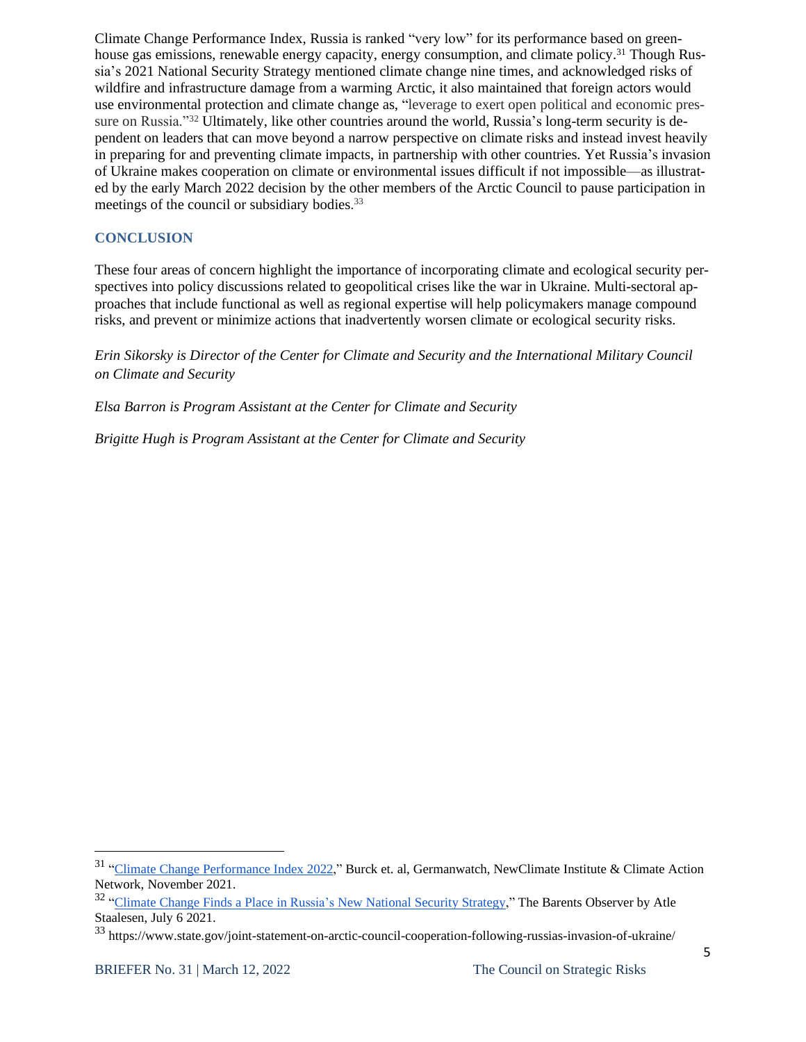Climate Change Performance Index, Russia is ranked "very low" for its performance based on greenhouse gas emissions, renewable energy capacity, energy consumption, and climate policy.[31] Though Russia's 2021 National Security Strategy mentioned climate change nine times, and acknowledged risks of wildfire and infrastructure damage from a warming Arctic, it also maintained that foreign actors would use environmental protection and climate change as, "leverage to exert open political and economic pressure on Russia."[32] Ultimately, like other countries around the world, Russia's long-term security is dependent on leaders that can move beyond a narrow perspective on climate risks and instead invest heavily in preparing for and preventing climate impacts, in partnership with other countries. Yet Russia's invasion of Ukraine makes cooperation on climate or environmental issues difficult if not impossible—as illustrated by the early March 2022 decision by the other members of the Arctic Council to pause participation in meetings of the council or subsidiary bodies.[33]

## CONCLUSION

These four areas of concern highlight the importance of incorporating climate and ecological security perspectives into policy discussions related to geopolitical crises like the war in Ukraine. Multi-sectoral approaches that include functional as well as regional expertise will help policymakers manage compound risks, and prevent or minimize actions that inadvertently worsen climate or ecological security risks.

*Erin Sikorsky is Director of the Center for Climate and Security and the International Military Council on Climate and Security*

*Elsa Barron is Program Assistant at the Center for Climate and Security*

*Brigitte Hugh is Program Assistant at the Center for Climate and Security*

---

[31] "Climate Change Performance Index 2022," Burck et. al, Germanwatch, NewClimate Institute & Climate Action Network, November 2021.

[32] "Climate Change Finds a Place in Russia's New National Security Strategy," The Barents Observer by Atle Staalesen, July 6 2021.

[33] https://www.state.gov/joint-statement-on-arctic-council-cooperation-following-russias-invasion-of-ukraine/